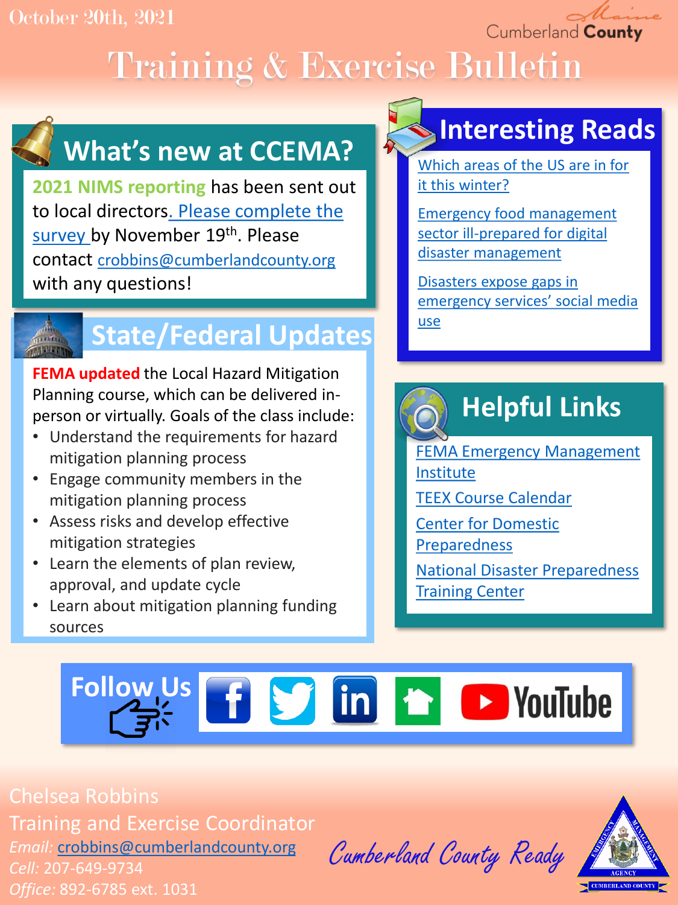October 20th, 2021

Cumberland County

# Training & Exercise Bulletin

## What's new at CCEMA?

**2021 NIMS reporting** has been sent out to local directors. Please complete the survey by November 19th. Please contact crobbins@cumberlandcounty.org with any questions!

## State/Federal Updates

**FEMA updated** the Local Hazard Mitigation Planning course, which can be delivered in-person or virtually. Goals of the class include:

- Understand the requirements for hazard mitigation planning process
- Engage community members in the mitigation planning process
- Assess risks and develop effective mitigation strategies
- Learn the elements of plan review, approval, and update cycle
- Learn about mitigation planning funding sources

## Interesting Reads

Which areas of the US are in for it this winter?

Emergency food management sector ill-prepared for digital disaster management

Disasters expose gaps in emergency services' social media use

## Helpful Links

FEMA Emergency Management Institute

TEEX Course Calendar

Center for Domestic Preparedness

National Disaster Preparedness Training Center

## Follow Us

Facebook | Twitter | LinkedIn | YouTube

Chelsea Robbins
Training and Exercise Coordinator
*Email:* crobbins@cumberlandcounty.org
*Cell:* 207-649-9734
*Office:* 892-6785 ext. 1031

Cumberland County Ready

EMERGENCY MANAGEMENT AGENCY
CUMBERLAND COUNTY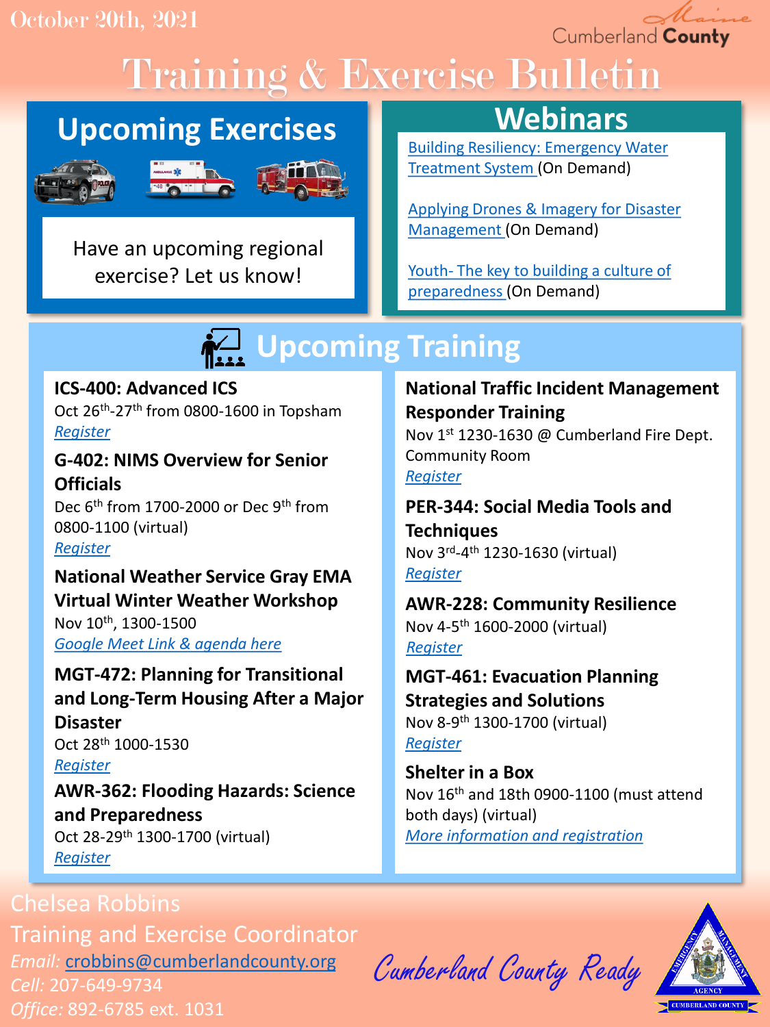October 20th, 2021

Cumberland County

# Training & Exercise Bulletin

## Upcoming Exercises

Have an upcoming regional exercise? Let us know!

## Webinars

Building Resiliency: Emergency Water Treatment System (On Demand)

Applying Drones & Imagery for Disaster Management (On Demand)

Youth- The key to building a culture of preparedness (On Demand)

## Upcoming Training

**ICS-400: Advanced ICS**
Oct 26th-27th from 0800-1600 in Topsham
*Register*

**G-402: NIMS Overview for Senior Officials**
Dec 6th from 1700-2000 or Dec 9th from 0800-1100 (virtual)
*Register*

**National Weather Service Gray EMA Virtual Winter Weather Workshop**
Nov 10th, 1300-1500
*Google Meet Link & agenda here*

**MGT-472: Planning for Transitional and Long-Term Housing After a Major Disaster**
Oct 28th 1000-1530
*Register*

**AWR-362: Flooding Hazards: Science and Preparedness**
Oct 28-29th 1300-1700 (virtual)
*Register*

**National Traffic Incident Management Responder Training**
Nov 1st 1230-1630 @ Cumberland Fire Dept. Community Room
*Register*

**PER-344: Social Media Tools and Techniques**
Nov 3rd-4th 1230-1630 (virtual)
*Register*

**AWR-228: Community Resilience**
Nov 4-5th 1600-2000 (virtual)
*Register*

**MGT-461: Evacuation Planning Strategies and Solutions**
Nov 8-9th 1300-1700 (virtual)
*Register*

**Shelter in a Box**
Nov 16th and 18th 0900-1100 (must attend both days) (virtual)
*More information and registration*

Chelsea Robbins
Training and Exercise Coordinator
*Email:* crobbins@cumberlandcounty.org
*Cell:* 207-649-9734
*Office:* 892-6785 ext. 1031

Cumberland County Ready